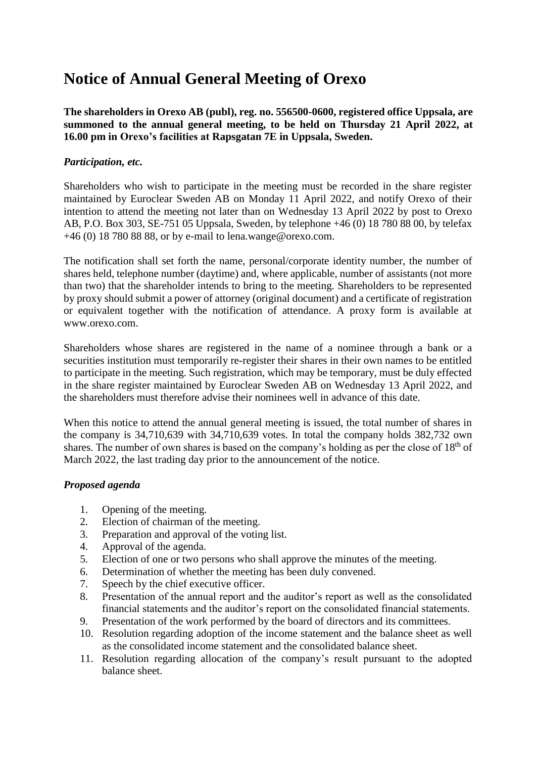# Notice of Annual General Meeting of Orexo

**The shareholders in Orexo AB (publ), reg. no. 556500-0600, registered office Uppsala, are summoned to the annual general meeting, to be held on Thursday 21 April 2022, at 16.00 pm in Orexo's facilities at Rapsgatan 7E in Uppsala, Sweden.**

### *Participation, etc.*

Shareholders who wish to participate in the meeting must be recorded in the share register maintained by Euroclear Sweden AB on Monday 11 April 2022, and notify Orexo of their intention to attend the meeting not later than on Wednesday 13 April 2022 by post to Orexo AB, P.O. Box 303, SE-751 05 Uppsala, Sweden, by telephone +46 (0) 18 780 88 00, by telefax +46 (0) 18 780 88 88, or by e-mail to lena.wange@orexo.com.

The notification shall set forth the name, personal/corporate identity number, the number of shares held, telephone number (daytime) and, where applicable, number of assistants (not more than two) that the shareholder intends to bring to the meeting. Shareholders to be represented by proxy should submit a power of attorney (original document) and a certificate of registration or equivalent together with the notification of attendance. A proxy form is available at www.orexo.com.

Shareholders whose shares are registered in the name of a nominee through a bank or a securities institution must temporarily re-register their shares in their own names to be entitled to participate in the meeting. Such registration, which may be temporary, must be duly effected in the share register maintained by Euroclear Sweden AB on Wednesday 13 April 2022, and the shareholders must therefore advise their nominees well in advance of this date.

When this notice to attend the annual general meeting is issued, the total number of shares in the company is 34,710,639 with 34,710,639 votes. In total the company holds 382,732 own shares. The number of own shares is based on the company's holding as per the close of 18th of March 2022, the last trading day prior to the announcement of the notice.

### *Proposed agenda*

1. Opening of the meeting.
2. Election of chairman of the meeting.
3. Preparation and approval of the voting list.
4. Approval of the agenda.
5. Election of one or two persons who shall approve the minutes of the meeting.
6. Determination of whether the meeting has been duly convened.
7. Speech by the chief executive officer.
8. Presentation of the annual report and the auditor's report as well as the consolidated financial statements and the auditor's report on the consolidated financial statements.
9. Presentation of the work performed by the board of directors and its committees.
10. Resolution regarding adoption of the income statement and the balance sheet as well as the consolidated income statement and the consolidated balance sheet.
11. Resolution regarding allocation of the company's result pursuant to the adopted balance sheet.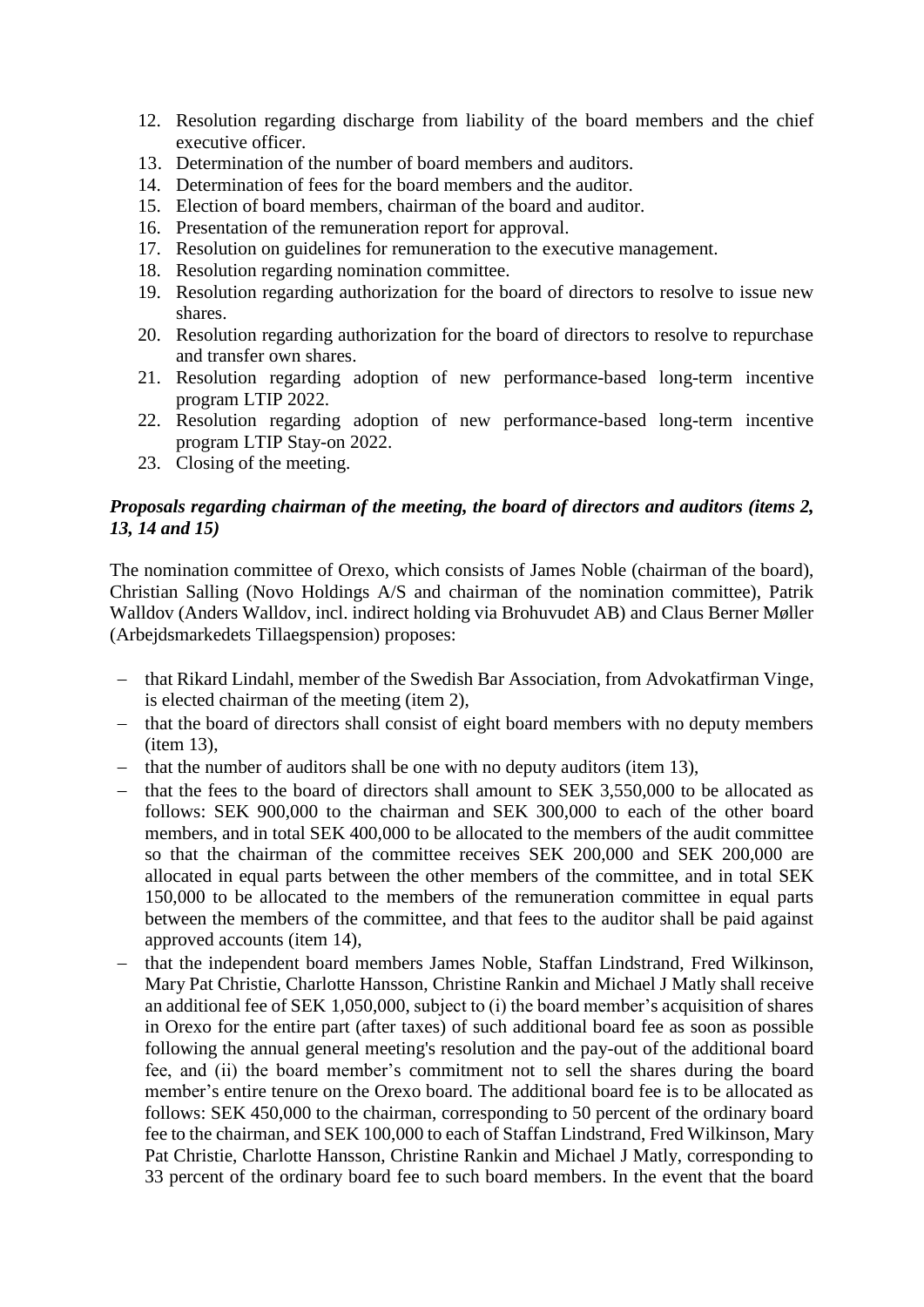12. Resolution regarding discharge from liability of the board members and the chief executive officer.
13. Determination of the number of board members and auditors.
14. Determination of fees for the board members and the auditor.
15. Election of board members, chairman of the board and auditor.
16. Presentation of the remuneration report for approval.
17. Resolution on guidelines for remuneration to the executive management.
18. Resolution regarding nomination committee.
19. Resolution regarding authorization for the board of directors to resolve to issue new shares.
20. Resolution regarding authorization for the board of directors to resolve to repurchase and transfer own shares.
21. Resolution regarding adoption of new performance-based long-term incentive program LTIP 2022.
22. Resolution regarding adoption of new performance-based long-term incentive program LTIP Stay-on 2022.
23. Closing of the meeting.

***Proposals regarding chairman of the meeting, the board of directors and auditors (items 2, 13, 14 and 15)***

The nomination committee of Orexo, which consists of James Noble (chairman of the board), Christian Salling (Novo Holdings A/S and chairman of the nomination committee), Patrik Walldov (Anders Walldov, incl. indirect holding via Brohuvudet AB) and Claus Berner Møller (Arbejdsmarkedets Tillaegspension) proposes:

- that Rikard Lindahl, member of the Swedish Bar Association, from Advokatfirman Vinge, is elected chairman of the meeting (item 2),
- that the board of directors shall consist of eight board members with no deputy members (item 13),
- that the number of auditors shall be one with no deputy auditors (item 13),
- that the fees to the board of directors shall amount to SEK 3,550,000 to be allocated as follows: SEK 900,000 to the chairman and SEK 300,000 to each of the other board members, and in total SEK 400,000 to be allocated to the members of the audit committee so that the chairman of the committee receives SEK 200,000 and SEK 200,000 are allocated in equal parts between the other members of the committee, and in total SEK 150,000 to be allocated to the members of the remuneration committee in equal parts between the members of the committee, and that fees to the auditor shall be paid against approved accounts (item 14),
- that the independent board members James Noble, Staffan Lindstrand, Fred Wilkinson, Mary Pat Christie, Charlotte Hansson, Christine Rankin and Michael J Matly shall receive an additional fee of SEK 1,050,000, subject to (i) the board member's acquisition of shares in Orexo for the entire part (after taxes) of such additional board fee as soon as possible following the annual general meeting's resolution and the pay-out of the additional board fee, and (ii) the board member's commitment not to sell the shares during the board member's entire tenure on the Orexo board. The additional board fee is to be allocated as follows: SEK 450,000 to the chairman, corresponding to 50 percent of the ordinary board fee to the chairman, and SEK 100,000 to each of Staffan Lindstrand, Fred Wilkinson, Mary Pat Christie, Charlotte Hansson, Christine Rankin and Michael J Matly, corresponding to 33 percent of the ordinary board fee to such board members. In the event that the board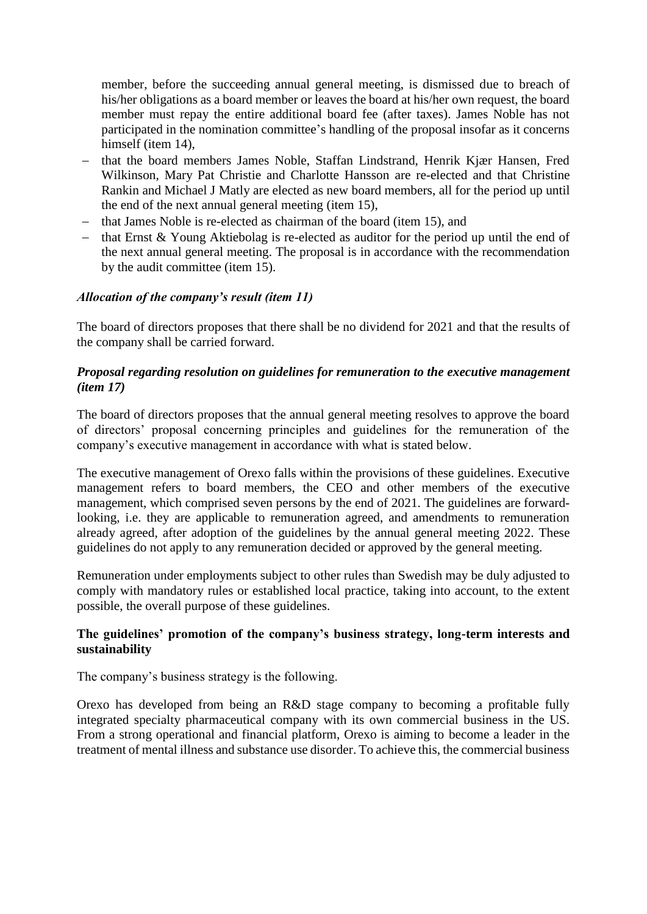member, before the succeeding annual general meeting, is dismissed due to breach of his/her obligations as a board member or leaves the board at his/her own request, the board member must repay the entire additional board fee (after taxes). James Noble has not participated in the nomination committee's handling of the proposal insofar as it concerns himself (item 14),

- that the board members James Noble, Staffan Lindstrand, Henrik Kjær Hansen, Fred Wilkinson, Mary Pat Christie and Charlotte Hansson are re-elected and that Christine Rankin and Michael J Matly are elected as new board members, all for the period up until the end of the next annual general meeting (item 15),
- that James Noble is re-elected as chairman of the board (item 15), and
- that Ernst & Young Aktiebolag is re-elected as auditor for the period up until the end of the next annual general meeting. The proposal is in accordance with the recommendation by the audit committee (item 15).

***Allocation of the company's result (item 11)***

The board of directors proposes that there shall be no dividend for 2021 and that the results of the company shall be carried forward.

***Proposal regarding resolution on guidelines for remuneration to the executive management (item 17)***

The board of directors proposes that the annual general meeting resolves to approve the board of directors' proposal concerning principles and guidelines for the remuneration of the company's executive management in accordance with what is stated below.

The executive management of Orexo falls within the provisions of these guidelines. Executive management refers to board members, the CEO and other members of the executive management, which comprised seven persons by the end of 2021. The guidelines are forward-looking, i.e. they are applicable to remuneration agreed, and amendments to remuneration already agreed, after adoption of the guidelines by the annual general meeting 2022. These guidelines do not apply to any remuneration decided or approved by the general meeting.

Remuneration under employments subject to other rules than Swedish may be duly adjusted to comply with mandatory rules or established local practice, taking into account, to the extent possible, the overall purpose of these guidelines.

**The guidelines' promotion of the company's business strategy, long-term interests and sustainability**

The company's business strategy is the following.

Orexo has developed from being an R&D stage company to becoming a profitable fully integrated specialty pharmaceutical company with its own commercial business in the US. From a strong operational and financial platform, Orexo is aiming to become a leader in the treatment of mental illness and substance use disorder. To achieve this, the commercial business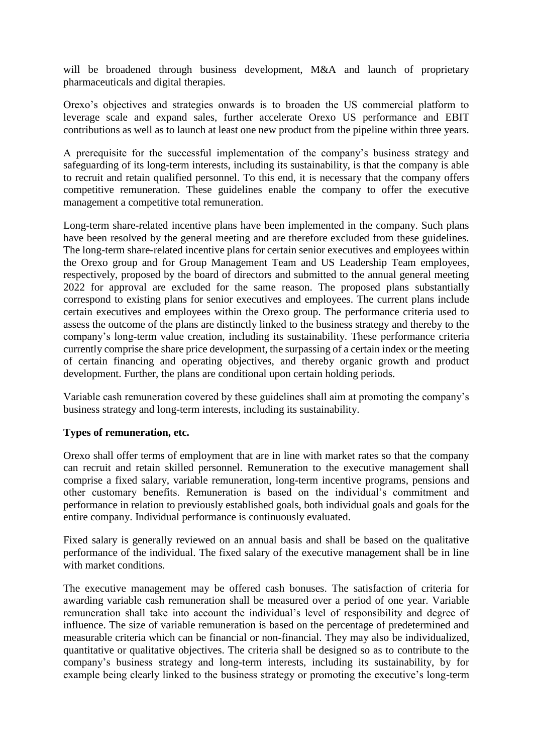will be broadened through business development, M&A and launch of proprietary pharmaceuticals and digital therapies.

Orexo's objectives and strategies onwards is to broaden the US commercial platform to leverage scale and expand sales, further accelerate Orexo US performance and EBIT contributions as well as to launch at least one new product from the pipeline within three years.

A prerequisite for the successful implementation of the company's business strategy and safeguarding of its long-term interests, including its sustainability, is that the company is able to recruit and retain qualified personnel. To this end, it is necessary that the company offers competitive remuneration. These guidelines enable the company to offer the executive management a competitive total remuneration.

Long-term share-related incentive plans have been implemented in the company. Such plans have been resolved by the general meeting and are therefore excluded from these guidelines. The long-term share-related incentive plans for certain senior executives and employees within the Orexo group and for Group Management Team and US Leadership Team employees, respectively, proposed by the board of directors and submitted to the annual general meeting 2022 for approval are excluded for the same reason. The proposed plans substantially correspond to existing plans for senior executives and employees. The current plans include certain executives and employees within the Orexo group. The performance criteria used to assess the outcome of the plans are distinctly linked to the business strategy and thereby to the company's long-term value creation, including its sustainability. These performance criteria currently comprise the share price development, the surpassing of a certain index or the meeting of certain financing and operating objectives, and thereby organic growth and product development. Further, the plans are conditional upon certain holding periods.

Variable cash remuneration covered by these guidelines shall aim at promoting the company's business strategy and long-term interests, including its sustainability.

**Types of remuneration, etc.**

Orexo shall offer terms of employment that are in line with market rates so that the company can recruit and retain skilled personnel. Remuneration to the executive management shall comprise a fixed salary, variable remuneration, long-term incentive programs, pensions and other customary benefits. Remuneration is based on the individual's commitment and performance in relation to previously established goals, both individual goals and goals for the entire company. Individual performance is continuously evaluated.

Fixed salary is generally reviewed on an annual basis and shall be based on the qualitative performance of the individual. The fixed salary of the executive management shall be in line with market conditions.

The executive management may be offered cash bonuses. The satisfaction of criteria for awarding variable cash remuneration shall be measured over a period of one year. Variable remuneration shall take into account the individual's level of responsibility and degree of influence. The size of variable remuneration is based on the percentage of predetermined and measurable criteria which can be financial or non-financial. They may also be individualized, quantitative or qualitative objectives. The criteria shall be designed so as to contribute to the company's business strategy and long-term interests, including its sustainability, by for example being clearly linked to the business strategy or promoting the executive's long-term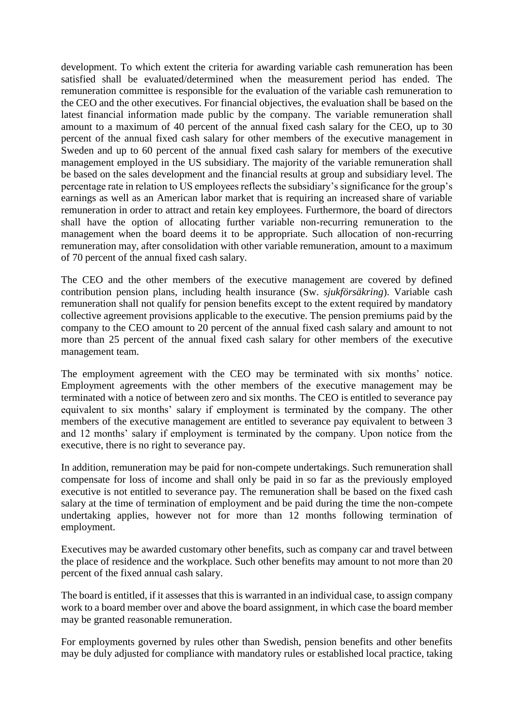development. To which extent the criteria for awarding variable cash remuneration has been satisfied shall be evaluated/determined when the measurement period has ended. The remuneration committee is responsible for the evaluation of the variable cash remuneration to the CEO and the other executives. For financial objectives, the evaluation shall be based on the latest financial information made public by the company. The variable remuneration shall amount to a maximum of 40 percent of the annual fixed cash salary for the CEO, up to 30 percent of the annual fixed cash salary for other members of the executive management in Sweden and up to 60 percent of the annual fixed cash salary for members of the executive management employed in the US subsidiary. The majority of the variable remuneration shall be based on the sales development and the financial results at group and subsidiary level. The percentage rate in relation to US employees reflects the subsidiary's significance for the group's earnings as well as an American labor market that is requiring an increased share of variable remuneration in order to attract and retain key employees. Furthermore, the board of directors shall have the option of allocating further variable non-recurring remuneration to the management when the board deems it to be appropriate. Such allocation of non-recurring remuneration may, after consolidation with other variable remuneration, amount to a maximum of 70 percent of the annual fixed cash salary.

The CEO and the other members of the executive management are covered by defined contribution pension plans, including health insurance (Sw. *sjukförsäkring*). Variable cash remuneration shall not qualify for pension benefits except to the extent required by mandatory collective agreement provisions applicable to the executive. The pension premiums paid by the company to the CEO amount to 20 percent of the annual fixed cash salary and amount to not more than 25 percent of the annual fixed cash salary for other members of the executive management team.

The employment agreement with the CEO may be terminated with six months' notice. Employment agreements with the other members of the executive management may be terminated with a notice of between zero and six months. The CEO is entitled to severance pay equivalent to six months' salary if employment is terminated by the company. The other members of the executive management are entitled to severance pay equivalent to between 3 and 12 months' salary if employment is terminated by the company. Upon notice from the executive, there is no right to severance pay.

In addition, remuneration may be paid for non-compete undertakings. Such remuneration shall compensate for loss of income and shall only be paid in so far as the previously employed executive is not entitled to severance pay. The remuneration shall be based on the fixed cash salary at the time of termination of employment and be paid during the time the non-compete undertaking applies, however not for more than 12 months following termination of employment.

Executives may be awarded customary other benefits, such as company car and travel between the place of residence and the workplace. Such other benefits may amount to not more than 20 percent of the fixed annual cash salary.

The board is entitled, if it assesses that this is warranted in an individual case, to assign company work to a board member over and above the board assignment, in which case the board member may be granted reasonable remuneration.

For employments governed by rules other than Swedish, pension benefits and other benefits may be duly adjusted for compliance with mandatory rules or established local practice, taking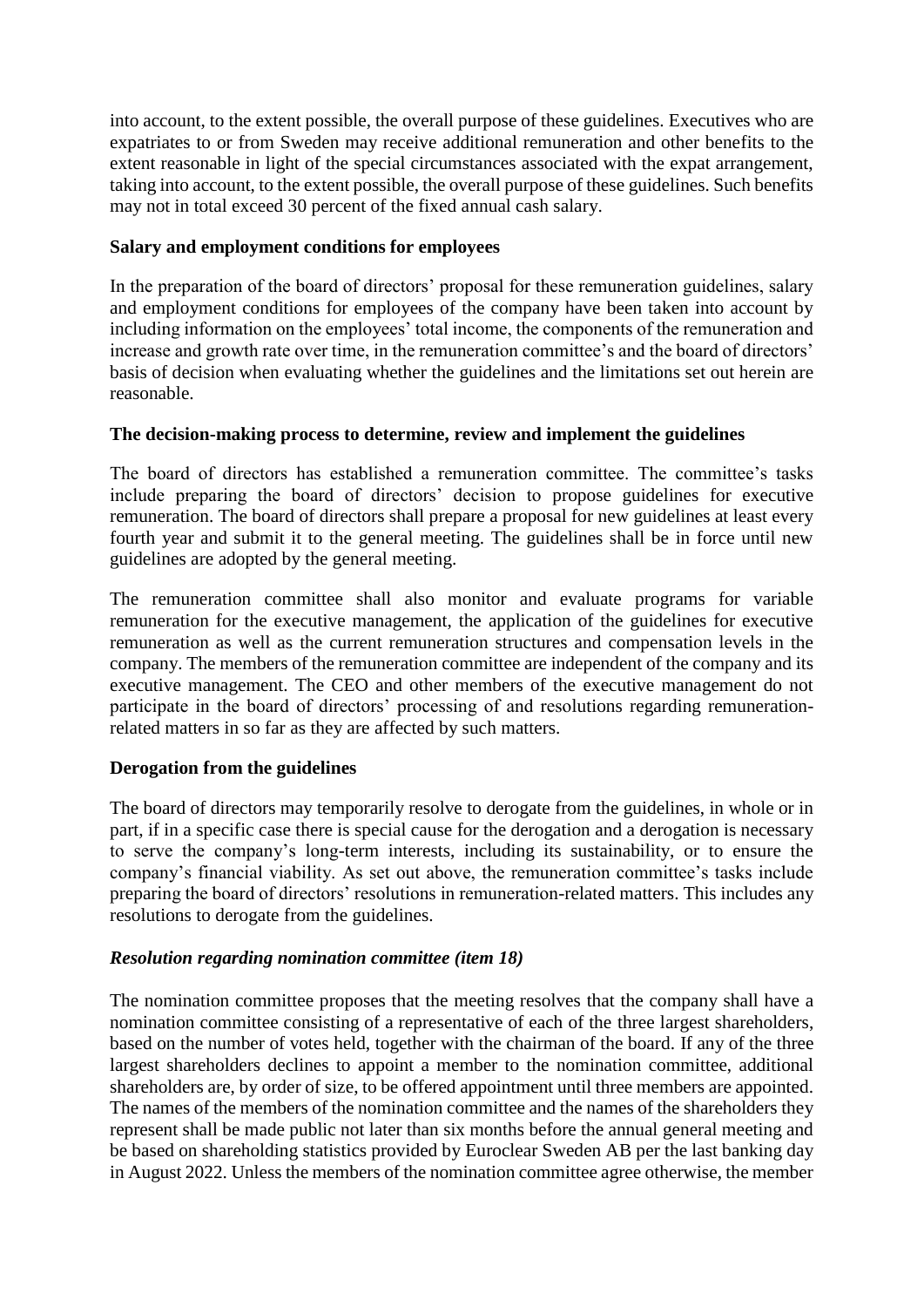into account, to the extent possible, the overall purpose of these guidelines. Executives who are expatriates to or from Sweden may receive additional remuneration and other benefits to the extent reasonable in light of the special circumstances associated with the expat arrangement, taking into account, to the extent possible, the overall purpose of these guidelines. Such benefits may not in total exceed 30 percent of the fixed annual cash salary.

**Salary and employment conditions for employees**

In the preparation of the board of directors' proposal for these remuneration guidelines, salary and employment conditions for employees of the company have been taken into account by including information on the employees' total income, the components of the remuneration and increase and growth rate over time, in the remuneration committee's and the board of directors' basis of decision when evaluating whether the guidelines and the limitations set out herein are reasonable.

**The decision-making process to determine, review and implement the guidelines**

The board of directors has established a remuneration committee. The committee's tasks include preparing the board of directors' decision to propose guidelines for executive remuneration. The board of directors shall prepare a proposal for new guidelines at least every fourth year and submit it to the general meeting. The guidelines shall be in force until new guidelines are adopted by the general meeting.

The remuneration committee shall also monitor and evaluate programs for variable remuneration for the executive management, the application of the guidelines for executive remuneration as well as the current remuneration structures and compensation levels in the company. The members of the remuneration committee are independent of the company and its executive management. The CEO and other members of the executive management do not participate in the board of directors' processing of and resolutions regarding remuneration-related matters in so far as they are affected by such matters.

**Derogation from the guidelines**

The board of directors may temporarily resolve to derogate from the guidelines, in whole or in part, if in a specific case there is special cause for the derogation and a derogation is necessary to serve the company's long-term interests, including its sustainability, or to ensure the company's financial viability. As set out above, the remuneration committee's tasks include preparing the board of directors' resolutions in remuneration-related matters. This includes any resolutions to derogate from the guidelines.

***Resolution regarding nomination committee (item 18)***

The nomination committee proposes that the meeting resolves that the company shall have a nomination committee consisting of a representative of each of the three largest shareholders, based on the number of votes held, together with the chairman of the board. If any of the three largest shareholders declines to appoint a member to the nomination committee, additional shareholders are, by order of size, to be offered appointment until three members are appointed. The names of the members of the nomination committee and the names of the shareholders they represent shall be made public not later than six months before the annual general meeting and be based on shareholding statistics provided by Euroclear Sweden AB per the last banking day in August 2022. Unless the members of the nomination committee agree otherwise, the member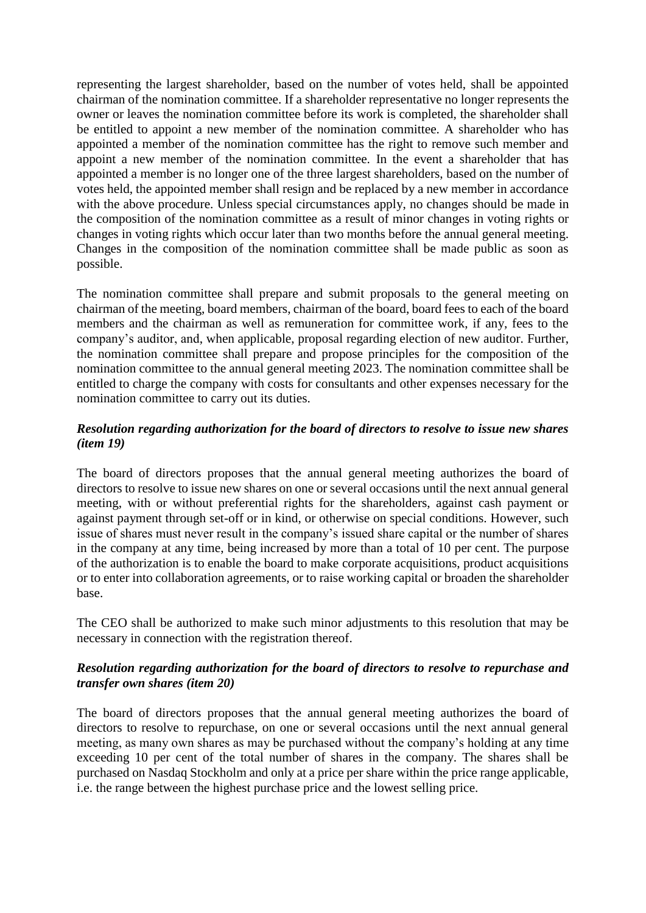representing the largest shareholder, based on the number of votes held, shall be appointed chairman of the nomination committee. If a shareholder representative no longer represents the owner or leaves the nomination committee before its work is completed, the shareholder shall be entitled to appoint a new member of the nomination committee. A shareholder who has appointed a member of the nomination committee has the right to remove such member and appoint a new member of the nomination committee. In the event a shareholder that has appointed a member is no longer one of the three largest shareholders, based on the number of votes held, the appointed member shall resign and be replaced by a new member in accordance with the above procedure. Unless special circumstances apply, no changes should be made in the composition of the nomination committee as a result of minor changes in voting rights or changes in voting rights which occur later than two months before the annual general meeting. Changes in the composition of the nomination committee shall be made public as soon as possible.

The nomination committee shall prepare and submit proposals to the general meeting on chairman of the meeting, board members, chairman of the board, board fees to each of the board members and the chairman as well as remuneration for committee work, if any, fees to the company's auditor, and, when applicable, proposal regarding election of new auditor. Further, the nomination committee shall prepare and propose principles for the composition of the nomination committee to the annual general meeting 2023. The nomination committee shall be entitled to charge the company with costs for consultants and other expenses necessary for the nomination committee to carry out its duties.

***Resolution regarding authorization for the board of directors to resolve to issue new shares (item 19)***

The board of directors proposes that the annual general meeting authorizes the board of directors to resolve to issue new shares on one or several occasions until the next annual general meeting, with or without preferential rights for the shareholders, against cash payment or against payment through set-off or in kind, or otherwise on special conditions. However, such issue of shares must never result in the company's issued share capital or the number of shares in the company at any time, being increased by more than a total of 10 per cent. The purpose of the authorization is to enable the board to make corporate acquisitions, product acquisitions or to enter into collaboration agreements, or to raise working capital or broaden the shareholder base.

The CEO shall be authorized to make such minor adjustments to this resolution that may be necessary in connection with the registration thereof.

***Resolution regarding authorization for the board of directors to resolve to repurchase and transfer own shares (item 20)***

The board of directors proposes that the annual general meeting authorizes the board of directors to resolve to repurchase, on one or several occasions until the next annual general meeting, as many own shares as may be purchased without the company's holding at any time exceeding 10 per cent of the total number of shares in the company. The shares shall be purchased on Nasdaq Stockholm and only at a price per share within the price range applicable, i.e. the range between the highest purchase price and the lowest selling price.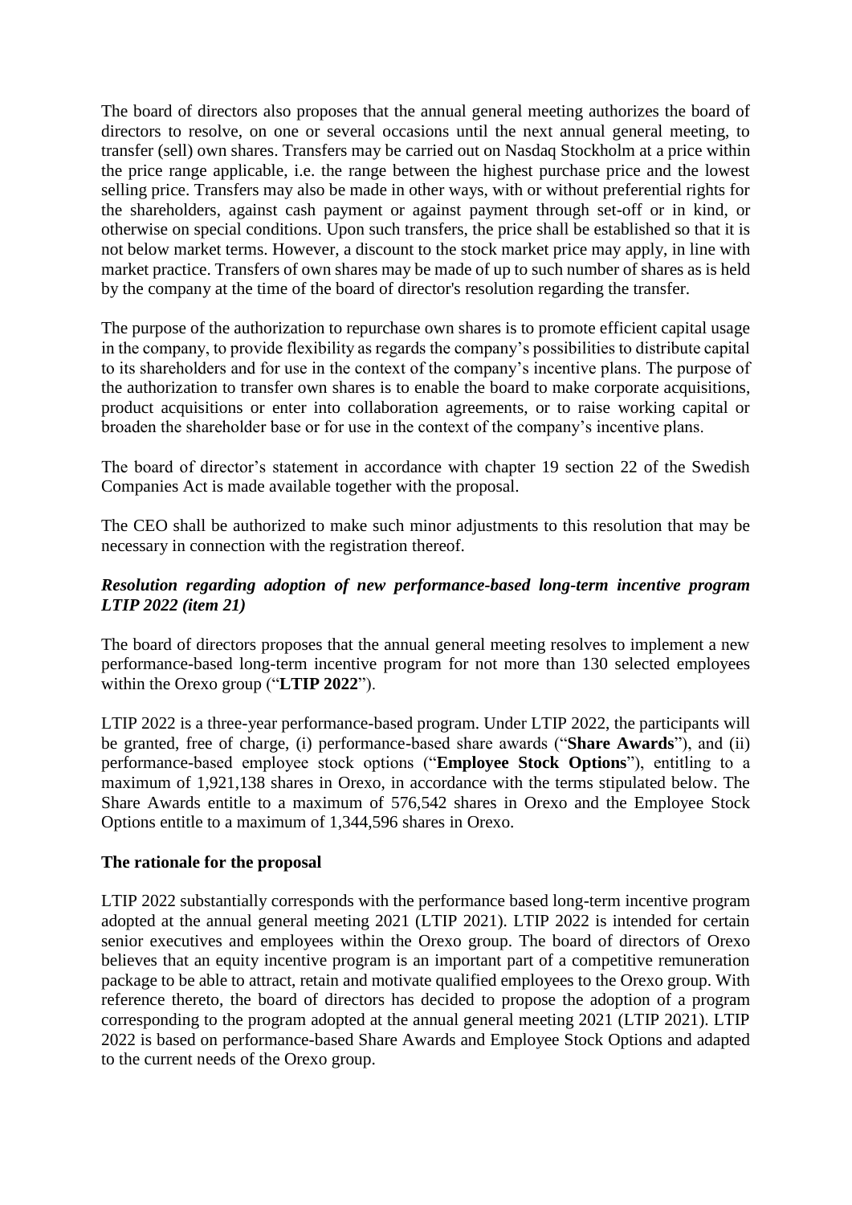The board of directors also proposes that the annual general meeting authorizes the board of directors to resolve, on one or several occasions until the next annual general meeting, to transfer (sell) own shares. Transfers may be carried out on Nasdaq Stockholm at a price within the price range applicable, i.e. the range between the highest purchase price and the lowest selling price. Transfers may also be made in other ways, with or without preferential rights for the shareholders, against cash payment or against payment through set-off or in kind, or otherwise on special conditions. Upon such transfers, the price shall be established so that it is not below market terms. However, a discount to the stock market price may apply, in line with market practice. Transfers of own shares may be made of up to such number of shares as is held by the company at the time of the board of director's resolution regarding the transfer.

The purpose of the authorization to repurchase own shares is to promote efficient capital usage in the company, to provide flexibility as regards the company's possibilities to distribute capital to its shareholders and for use in the context of the company's incentive plans. The purpose of the authorization to transfer own shares is to enable the board to make corporate acquisitions, product acquisitions or enter into collaboration agreements, or to raise working capital or broaden the shareholder base or for use in the context of the company's incentive plans.

The board of director's statement in accordance with chapter 19 section 22 of the Swedish Companies Act is made available together with the proposal.

The CEO shall be authorized to make such minor adjustments to this resolution that may be necessary in connection with the registration thereof.

### *Resolution regarding adoption of new performance-based long-term incentive program LTIP 2022 (item 21)*

The board of directors proposes that the annual general meeting resolves to implement a new performance-based long-term incentive program for not more than 130 selected employees within the Orexo group ("**LTIP 2022**").

LTIP 2022 is a three-year performance-based program. Under LTIP 2022, the participants will be granted, free of charge, (i) performance-based share awards ("**Share Awards**"), and (ii) performance-based employee stock options ("**Employee Stock Options**"), entitling to a maximum of 1,921,138 shares in Orexo, in accordance with the terms stipulated below. The Share Awards entitle to a maximum of 576,542 shares in Orexo and the Employee Stock Options entitle to a maximum of 1,344,596 shares in Orexo.

### **The rationale for the proposal**

LTIP 2022 substantially corresponds with the performance based long-term incentive program adopted at the annual general meeting 2021 (LTIP 2021). LTIP 2022 is intended for certain senior executives and employees within the Orexo group. The board of directors of Orexo believes that an equity incentive program is an important part of a competitive remuneration package to be able to attract, retain and motivate qualified employees to the Orexo group. With reference thereto, the board of directors has decided to propose the adoption of a program corresponding to the program adopted at the annual general meeting 2021 (LTIP 2021). LTIP 2022 is based on performance-based Share Awards and Employee Stock Options and adapted to the current needs of the Orexo group.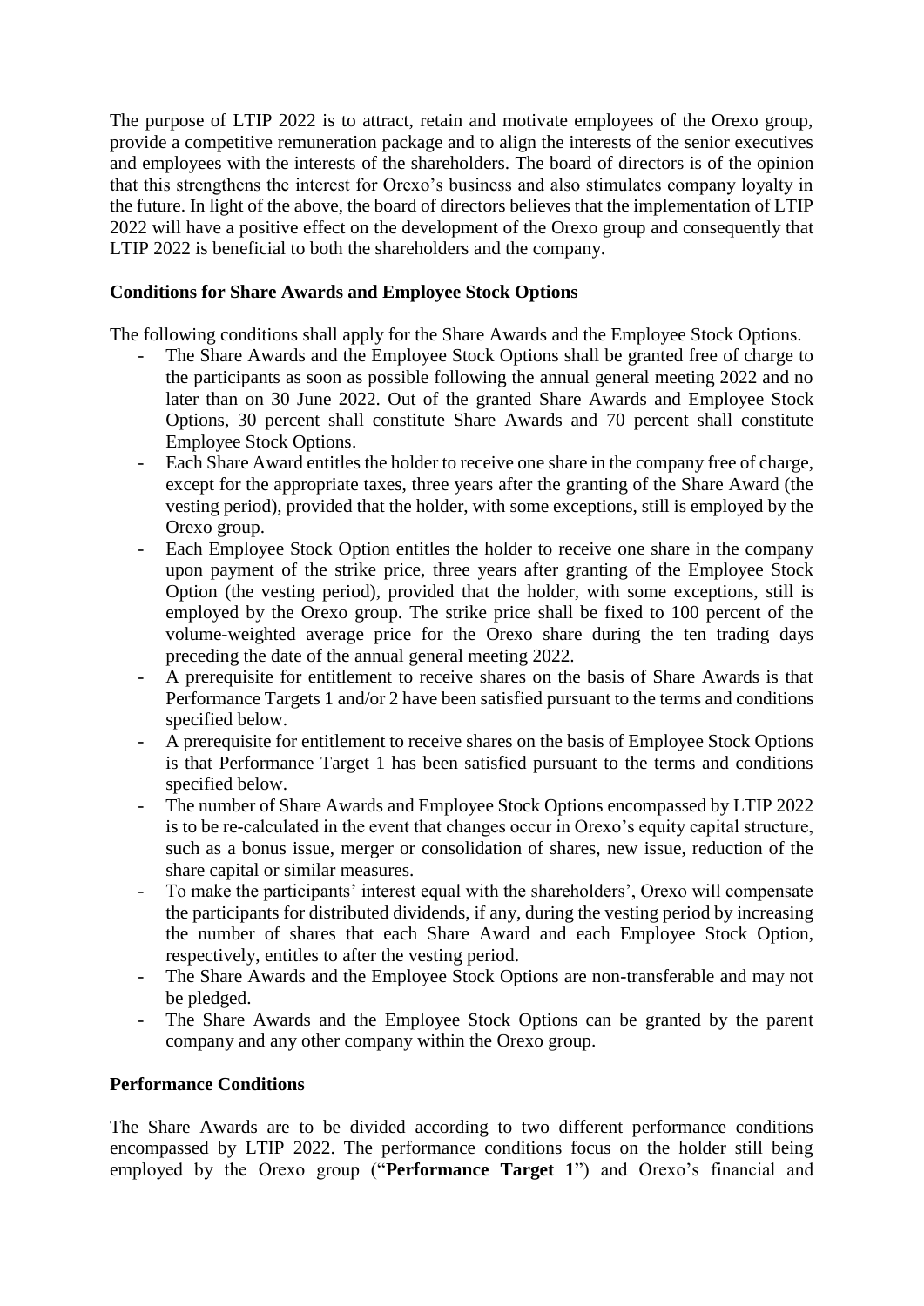The purpose of LTIP 2022 is to attract, retain and motivate employees of the Orexo group, provide a competitive remuneration package and to align the interests of the senior executives and employees with the interests of the shareholders. The board of directors is of the opinion that this strengthens the interest for Orexo's business and also stimulates company loyalty in the future. In light of the above, the board of directors believes that the implementation of LTIP 2022 will have a positive effect on the development of the Orexo group and consequently that LTIP 2022 is beneficial to both the shareholders and the company.

**Conditions for Share Awards and Employee Stock Options**

The following conditions shall apply for the Share Awards and the Employee Stock Options.

- The Share Awards and the Employee Stock Options shall be granted free of charge to the participants as soon as possible following the annual general meeting 2022 and no later than on 30 June 2022. Out of the granted Share Awards and Employee Stock Options, 30 percent shall constitute Share Awards and 70 percent shall constitute Employee Stock Options.
- Each Share Award entitles the holder to receive one share in the company free of charge, except for the appropriate taxes, three years after the granting of the Share Award (the vesting period), provided that the holder, with some exceptions, still is employed by the Orexo group.
- Each Employee Stock Option entitles the holder to receive one share in the company upon payment of the strike price, three years after granting of the Employee Stock Option (the vesting period), provided that the holder, with some exceptions, still is employed by the Orexo group. The strike price shall be fixed to 100 percent of the volume-weighted average price for the Orexo share during the ten trading days preceding the date of the annual general meeting 2022.
- A prerequisite for entitlement to receive shares on the basis of Share Awards is that Performance Targets 1 and/or 2 have been satisfied pursuant to the terms and conditions specified below.
- A prerequisite for entitlement to receive shares on the basis of Employee Stock Options is that Performance Target 1 has been satisfied pursuant to the terms and conditions specified below.
- The number of Share Awards and Employee Stock Options encompassed by LTIP 2022 is to be re-calculated in the event that changes occur in Orexo's equity capital structure, such as a bonus issue, merger or consolidation of shares, new issue, reduction of the share capital or similar measures.
- To make the participants' interest equal with the shareholders', Orexo will compensate the participants for distributed dividends, if any, during the vesting period by increasing the number of shares that each Share Award and each Employee Stock Option, respectively, entitles to after the vesting period.
- The Share Awards and the Employee Stock Options are non-transferable and may not be pledged.
- The Share Awards and the Employee Stock Options can be granted by the parent company and any other company within the Orexo group.

**Performance Conditions**

The Share Awards are to be divided according to two different performance conditions encompassed by LTIP 2022. The performance conditions focus on the holder still being employed by the Orexo group ("**Performance Target 1**") and Orexo's financial and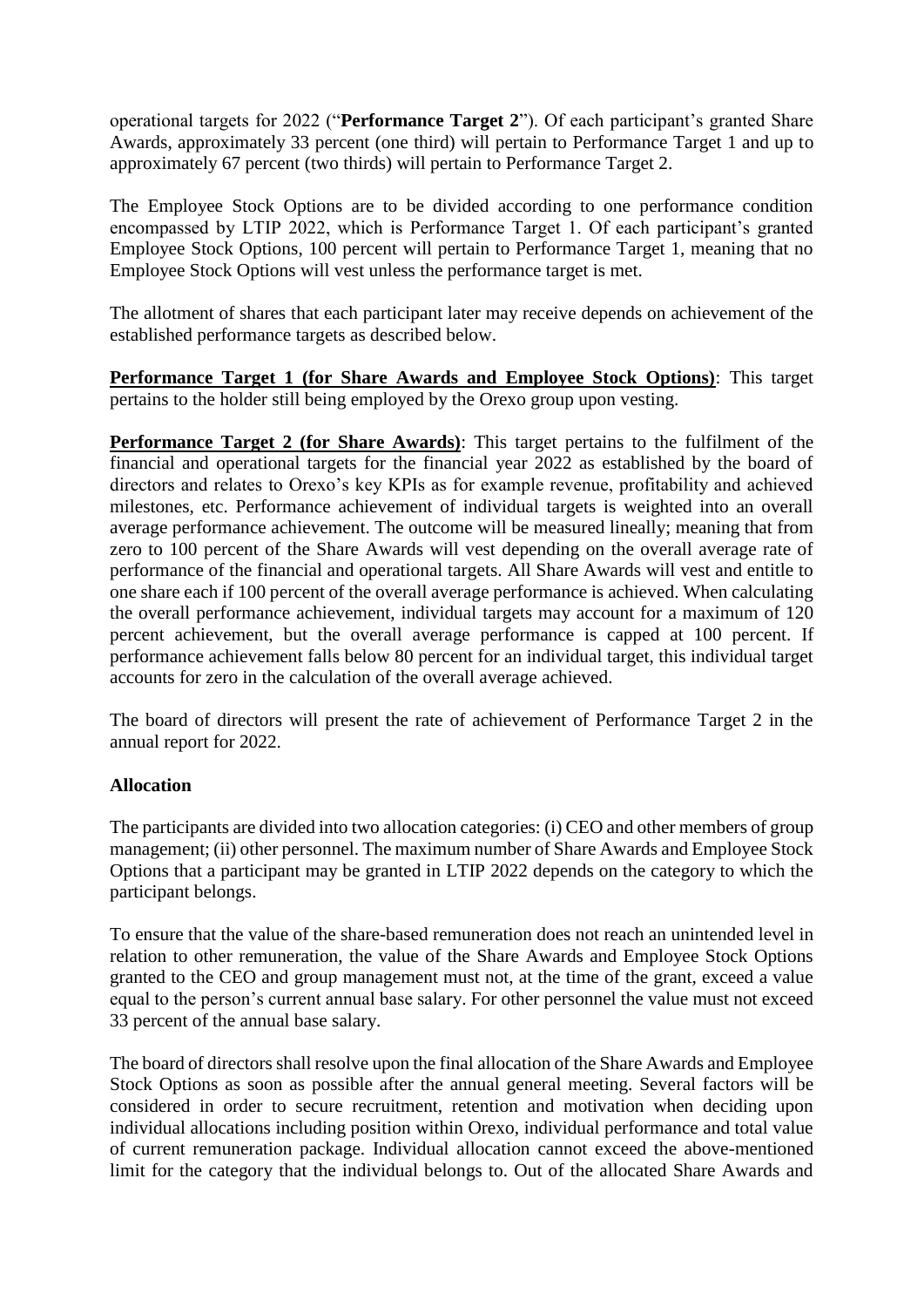operational targets for 2022 ("**Performance Target 2**"). Of each participant's granted Share Awards, approximately 33 percent (one third) will pertain to Performance Target 1 and up to approximately 67 percent (two thirds) will pertain to Performance Target 2.

The Employee Stock Options are to be divided according to one performance condition encompassed by LTIP 2022, which is Performance Target 1. Of each participant's granted Employee Stock Options, 100 percent will pertain to Performance Target 1, meaning that no Employee Stock Options will vest unless the performance target is met.

The allotment of shares that each participant later may receive depends on achievement of the established performance targets as described below.

**Performance Target 1 (for Share Awards and Employee Stock Options)**: This target pertains to the holder still being employed by the Orexo group upon vesting.

**Performance Target 2 (for Share Awards)**: This target pertains to the fulfilment of the financial and operational targets for the financial year 2022 as established by the board of directors and relates to Orexo's key KPIs as for example revenue, profitability and achieved milestones, etc. Performance achievement of individual targets is weighted into an overall average performance achievement. The outcome will be measured lineally; meaning that from zero to 100 percent of the Share Awards will vest depending on the overall average rate of performance of the financial and operational targets. All Share Awards will vest and entitle to one share each if 100 percent of the overall average performance is achieved. When calculating the overall performance achievement, individual targets may account for a maximum of 120 percent achievement, but the overall average performance is capped at 100 percent. If performance achievement falls below 80 percent for an individual target, this individual target accounts for zero in the calculation of the overall average achieved.

The board of directors will present the rate of achievement of Performance Target 2 in the annual report for 2022.

**Allocation**

The participants are divided into two allocation categories: (i) CEO and other members of group management; (ii) other personnel. The maximum number of Share Awards and Employee Stock Options that a participant may be granted in LTIP 2022 depends on the category to which the participant belongs.

To ensure that the value of the share-based remuneration does not reach an unintended level in relation to other remuneration, the value of the Share Awards and Employee Stock Options granted to the CEO and group management must not, at the time of the grant, exceed a value equal to the person's current annual base salary. For other personnel the value must not exceed 33 percent of the annual base salary.

The board of directors shall resolve upon the final allocation of the Share Awards and Employee Stock Options as soon as possible after the annual general meeting. Several factors will be considered in order to secure recruitment, retention and motivation when deciding upon individual allocations including position within Orexo, individual performance and total value of current remuneration package. Individual allocation cannot exceed the above-mentioned limit for the category that the individual belongs to. Out of the allocated Share Awards and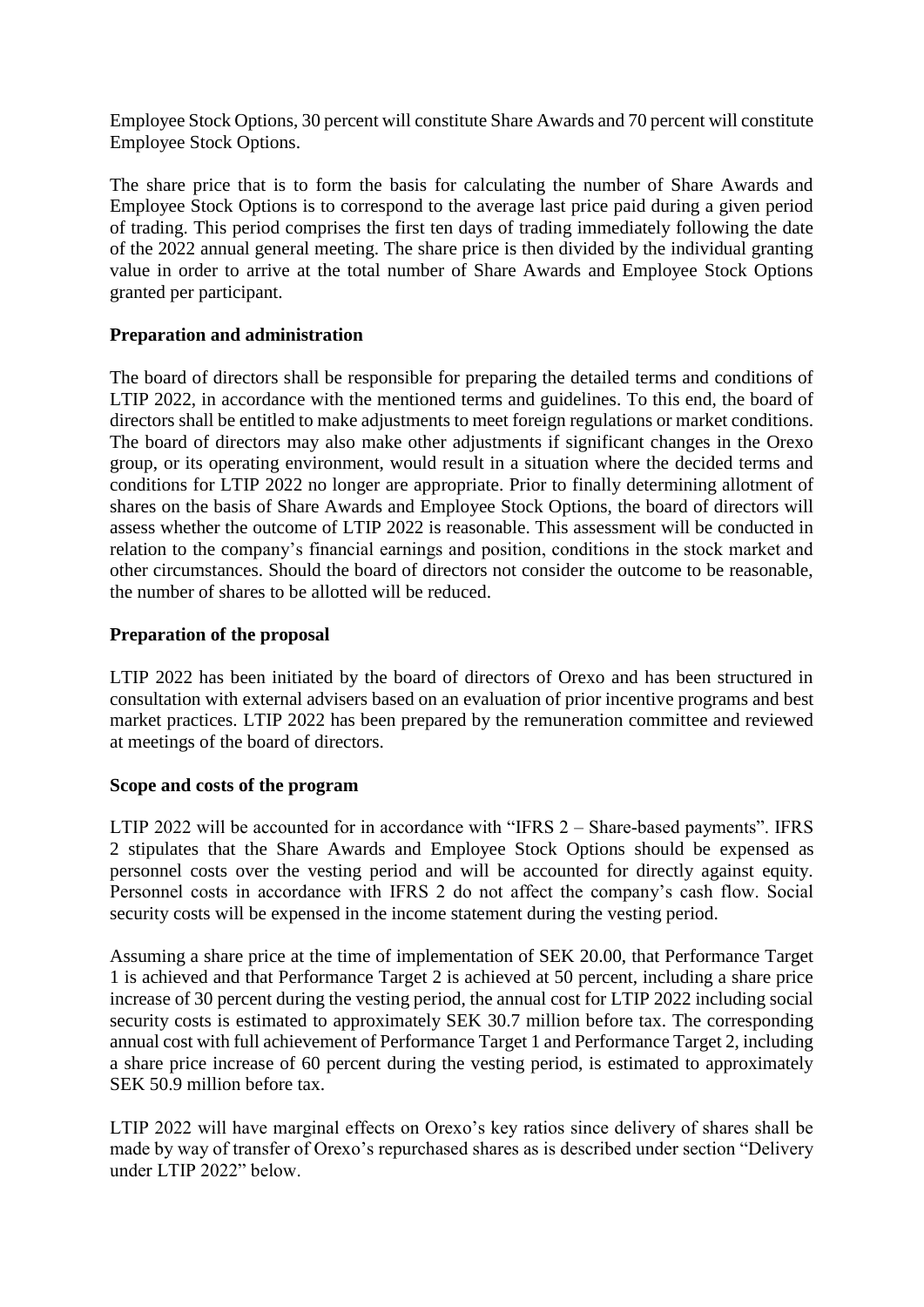Employee Stock Options, 30 percent will constitute Share Awards and 70 percent will constitute Employee Stock Options.

The share price that is to form the basis for calculating the number of Share Awards and Employee Stock Options is to correspond to the average last price paid during a given period of trading. This period comprises the first ten days of trading immediately following the date of the 2022 annual general meeting. The share price is then divided by the individual granting value in order to arrive at the total number of Share Awards and Employee Stock Options granted per participant.

**Preparation and administration**

The board of directors shall be responsible for preparing the detailed terms and conditions of LTIP 2022, in accordance with the mentioned terms and guidelines. To this end, the board of directors shall be entitled to make adjustments to meet foreign regulations or market conditions. The board of directors may also make other adjustments if significant changes in the Orexo group, or its operating environment, would result in a situation where the decided terms and conditions for LTIP 2022 no longer are appropriate. Prior to finally determining allotment of shares on the basis of Share Awards and Employee Stock Options, the board of directors will assess whether the outcome of LTIP 2022 is reasonable. This assessment will be conducted in relation to the company's financial earnings and position, conditions in the stock market and other circumstances. Should the board of directors not consider the outcome to be reasonable, the number of shares to be allotted will be reduced.

**Preparation of the proposal**

LTIP 2022 has been initiated by the board of directors of Orexo and has been structured in consultation with external advisers based on an evaluation of prior incentive programs and best market practices. LTIP 2022 has been prepared by the remuneration committee and reviewed at meetings of the board of directors.

**Scope and costs of the program**

LTIP 2022 will be accounted for in accordance with "IFRS 2 – Share-based payments". IFRS 2 stipulates that the Share Awards and Employee Stock Options should be expensed as personnel costs over the vesting period and will be accounted for directly against equity. Personnel costs in accordance with IFRS 2 do not affect the company's cash flow. Social security costs will be expensed in the income statement during the vesting period.

Assuming a share price at the time of implementation of SEK 20.00, that Performance Target 1 is achieved and that Performance Target 2 is achieved at 50 percent, including a share price increase of 30 percent during the vesting period, the annual cost for LTIP 2022 including social security costs is estimated to approximately SEK 30.7 million before tax. The corresponding annual cost with full achievement of Performance Target 1 and Performance Target 2, including a share price increase of 60 percent during the vesting period, is estimated to approximately SEK 50.9 million before tax.

LTIP 2022 will have marginal effects on Orexo's key ratios since delivery of shares shall be made by way of transfer of Orexo's repurchased shares as is described under section "Delivery under LTIP 2022" below.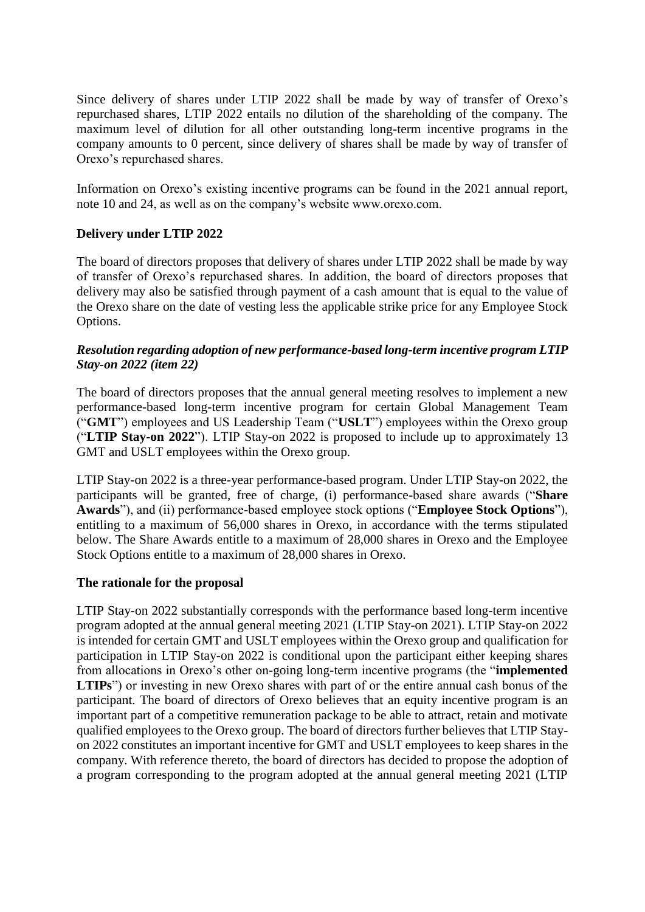Since delivery of shares under LTIP 2022 shall be made by way of transfer of Orexo's repurchased shares, LTIP 2022 entails no dilution of the shareholding of the company. The maximum level of dilution for all other outstanding long-term incentive programs in the company amounts to 0 percent, since delivery of shares shall be made by way of transfer of Orexo's repurchased shares.

Information on Orexo's existing incentive programs can be found in the 2021 annual report, note 10 and 24, as well as on the company's website www.orexo.com.

**Delivery under LTIP 2022**

The board of directors proposes that delivery of shares under LTIP 2022 shall be made by way of transfer of Orexo's repurchased shares. In addition, the board of directors proposes that delivery may also be satisfied through payment of a cash amount that is equal to the value of the Orexo share on the date of vesting less the applicable strike price for any Employee Stock Options.

***Resolution regarding adoption of new performance-based long-term incentive program LTIP Stay-on 2022 (item 22)***

The board of directors proposes that the annual general meeting resolves to implement a new performance-based long-term incentive program for certain Global Management Team ("**GMT**") employees and US Leadership Team ("**USLT**") employees within the Orexo group ("**LTIP Stay-on 2022**"). LTIP Stay-on 2022 is proposed to include up to approximately 13 GMT and USLT employees within the Orexo group.

LTIP Stay-on 2022 is a three-year performance-based program. Under LTIP Stay-on 2022, the participants will be granted, free of charge, (i) performance-based share awards ("**Share Awards**"), and (ii) performance-based employee stock options ("**Employee Stock Options**"), entitling to a maximum of 56,000 shares in Orexo, in accordance with the terms stipulated below. The Share Awards entitle to a maximum of 28,000 shares in Orexo and the Employee Stock Options entitle to a maximum of 28,000 shares in Orexo.

**The rationale for the proposal**

LTIP Stay-on 2022 substantially corresponds with the performance based long-term incentive program adopted at the annual general meeting 2021 (LTIP Stay-on 2021). LTIP Stay-on 2022 is intended for certain GMT and USLT employees within the Orexo group and qualification for participation in LTIP Stay-on 2022 is conditional upon the participant either keeping shares from allocations in Orexo's other on-going long-term incentive programs (the "**implemented LTIPs**") or investing in new Orexo shares with part of or the entire annual cash bonus of the participant. The board of directors of Orexo believes that an equity incentive program is an important part of a competitive remuneration package to be able to attract, retain and motivate qualified employees to the Orexo group. The board of directors further believes that LTIP Stay-on 2022 constitutes an important incentive for GMT and USLT employees to keep shares in the company. With reference thereto, the board of directors has decided to propose the adoption of a program corresponding to the program adopted at the annual general meeting 2021 (LTIP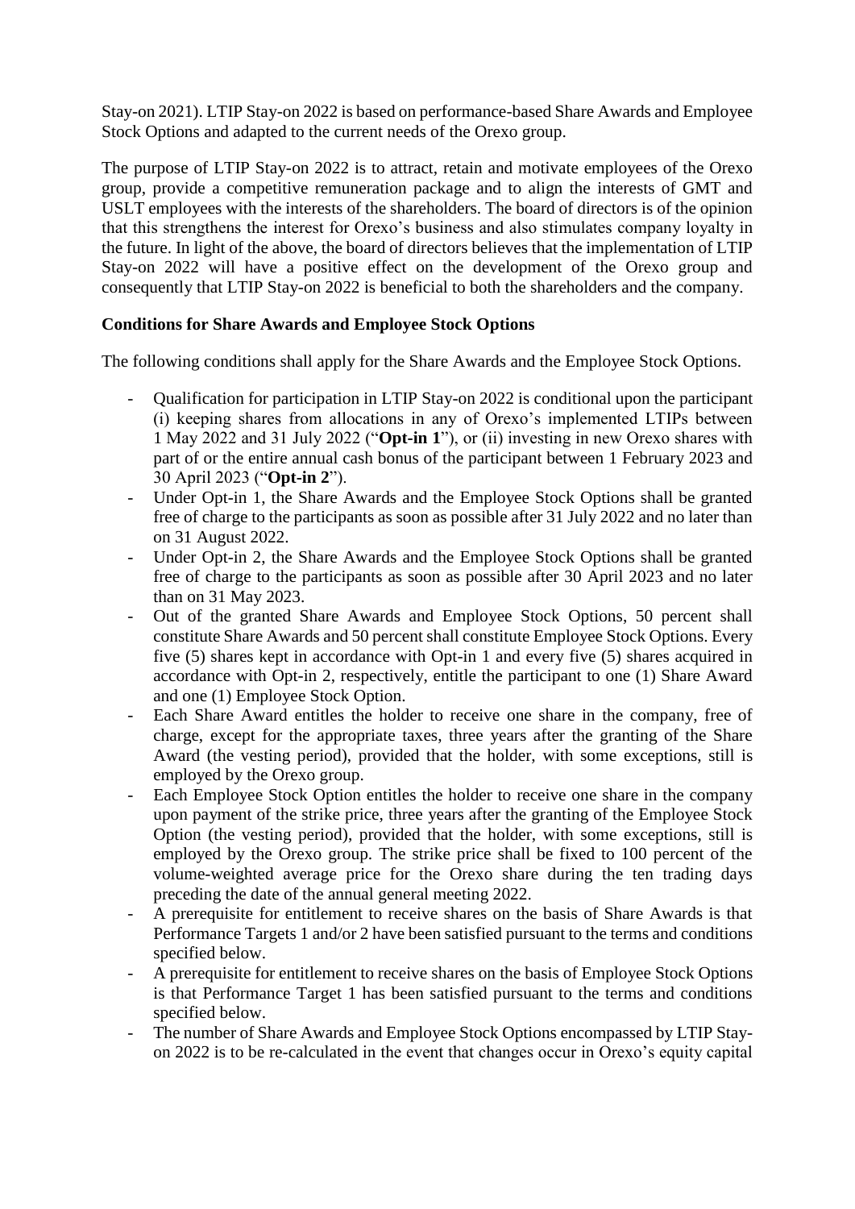Stay-on 2021). LTIP Stay-on 2022 is based on performance-based Share Awards and Employee Stock Options and adapted to the current needs of the Orexo group.

The purpose of LTIP Stay-on 2022 is to attract, retain and motivate employees of the Orexo group, provide a competitive remuneration package and to align the interests of GMT and USLT employees with the interests of the shareholders. The board of directors is of the opinion that this strengthens the interest for Orexo's business and also stimulates company loyalty in the future. In light of the above, the board of directors believes that the implementation of LTIP Stay-on 2022 will have a positive effect on the development of the Orexo group and consequently that LTIP Stay-on 2022 is beneficial to both the shareholders and the company.

**Conditions for Share Awards and Employee Stock Options**

The following conditions shall apply for the Share Awards and the Employee Stock Options.

- Qualification for participation in LTIP Stay-on 2022 is conditional upon the participant (i) keeping shares from allocations in any of Orexo's implemented LTIPs between 1 May 2022 and 31 July 2022 ("**Opt-in 1**"), or (ii) investing in new Orexo shares with part of or the entire annual cash bonus of the participant between 1 February 2023 and 30 April 2023 ("**Opt-in 2**").
- Under Opt-in 1, the Share Awards and the Employee Stock Options shall be granted free of charge to the participants as soon as possible after 31 July 2022 and no later than on 31 August 2022.
- Under Opt-in 2, the Share Awards and the Employee Stock Options shall be granted free of charge to the participants as soon as possible after 30 April 2023 and no later than on 31 May 2023.
- Out of the granted Share Awards and Employee Stock Options, 50 percent shall constitute Share Awards and 50 percent shall constitute Employee Stock Options. Every five (5) shares kept in accordance with Opt-in 1 and every five (5) shares acquired in accordance with Opt-in 2, respectively, entitle the participant to one (1) Share Award and one (1) Employee Stock Option.
- Each Share Award entitles the holder to receive one share in the company, free of charge, except for the appropriate taxes, three years after the granting of the Share Award (the vesting period), provided that the holder, with some exceptions, still is employed by the Orexo group.
- Each Employee Stock Option entitles the holder to receive one share in the company upon payment of the strike price, three years after the granting of the Employee Stock Option (the vesting period), provided that the holder, with some exceptions, still is employed by the Orexo group. The strike price shall be fixed to 100 percent of the volume-weighted average price for the Orexo share during the ten trading days preceding the date of the annual general meeting 2022.
- A prerequisite for entitlement to receive shares on the basis of Share Awards is that Performance Targets 1 and/or 2 have been satisfied pursuant to the terms and conditions specified below.
- A prerequisite for entitlement to receive shares on the basis of Employee Stock Options is that Performance Target 1 has been satisfied pursuant to the terms and conditions specified below.
- The number of Share Awards and Employee Stock Options encompassed by LTIP Stay-on 2022 is to be re-calculated in the event that changes occur in Orexo's equity capital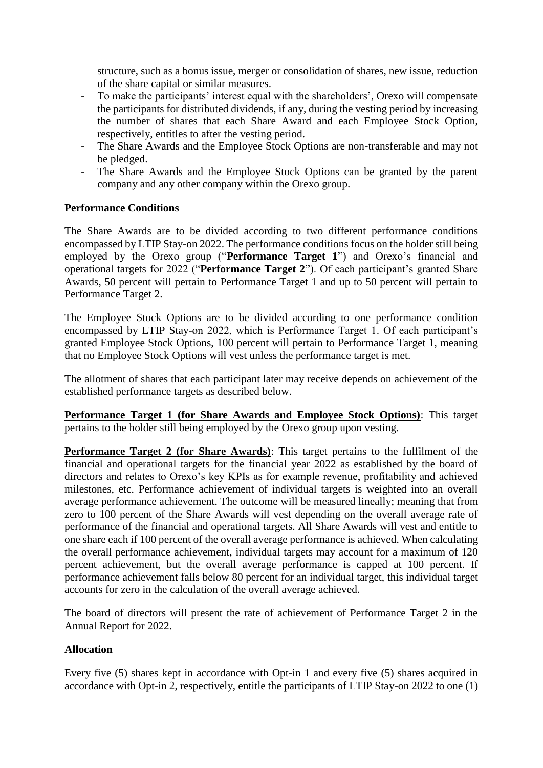structure, such as a bonus issue, merger or consolidation of shares, new issue, reduction of the share capital or similar measures.

- To make the participants' interest equal with the shareholders', Orexo will compensate the participants for distributed dividends, if any, during the vesting period by increasing the number of shares that each Share Award and each Employee Stock Option, respectively, entitles to after the vesting period.
- The Share Awards and the Employee Stock Options are non-transferable and may not be pledged.
- The Share Awards and the Employee Stock Options can be granted by the parent company and any other company within the Orexo group.

**Performance Conditions**

The Share Awards are to be divided according to two different performance conditions encompassed by LTIP Stay-on 2022. The performance conditions focus on the holder still being employed by the Orexo group ("**Performance Target 1**") and Orexo's financial and operational targets for 2022 ("**Performance Target 2**"). Of each participant's granted Share Awards, 50 percent will pertain to Performance Target 1 and up to 50 percent will pertain to Performance Target 2.

The Employee Stock Options are to be divided according to one performance condition encompassed by LTIP Stay-on 2022, which is Performance Target 1. Of each participant's granted Employee Stock Options, 100 percent will pertain to Performance Target 1, meaning that no Employee Stock Options will vest unless the performance target is met.

The allotment of shares that each participant later may receive depends on achievement of the established performance targets as described below.

**Performance Target 1 (for Share Awards and Employee Stock Options)**: This target pertains to the holder still being employed by the Orexo group upon vesting.

**Performance Target 2 (for Share Awards)**: This target pertains to the fulfilment of the financial and operational targets for the financial year 2022 as established by the board of directors and relates to Orexo's key KPIs as for example revenue, profitability and achieved milestones, etc. Performance achievement of individual targets is weighted into an overall average performance achievement. The outcome will be measured lineally; meaning that from zero to 100 percent of the Share Awards will vest depending on the overall average rate of performance of the financial and operational targets. All Share Awards will vest and entitle to one share each if 100 percent of the overall average performance is achieved. When calculating the overall performance achievement, individual targets may account for a maximum of 120 percent achievement, but the overall average performance is capped at 100 percent. If performance achievement falls below 80 percent for an individual target, this individual target accounts for zero in the calculation of the overall average achieved.

The board of directors will present the rate of achievement of Performance Target 2 in the Annual Report for 2022.

**Allocation**

Every five (5) shares kept in accordance with Opt-in 1 and every five (5) shares acquired in accordance with Opt-in 2, respectively, entitle the participants of LTIP Stay-on 2022 to one (1)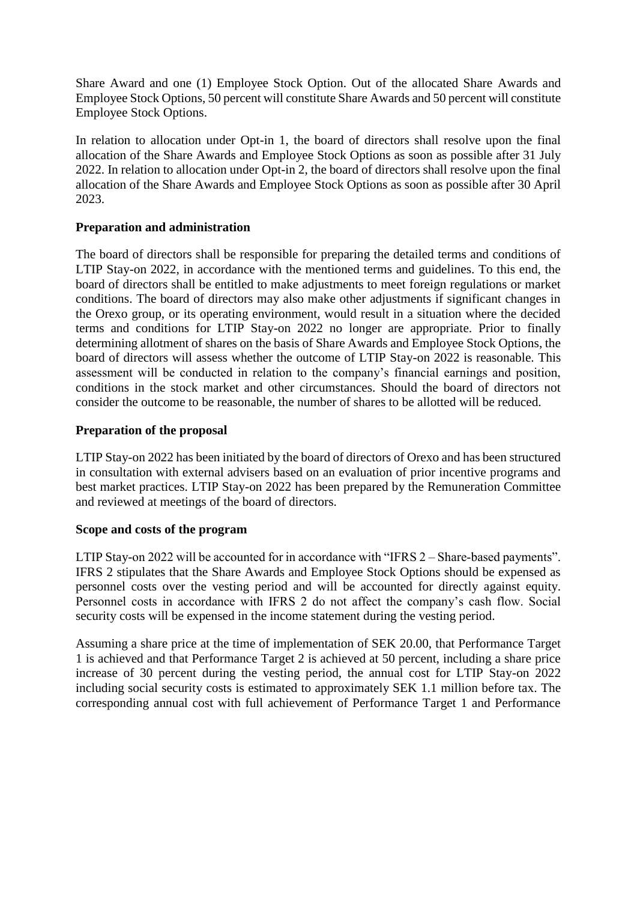Share Award and one (1) Employee Stock Option. Out of the allocated Share Awards and Employee Stock Options, 50 percent will constitute Share Awards and 50 percent will constitute Employee Stock Options.

In relation to allocation under Opt-in 1, the board of directors shall resolve upon the final allocation of the Share Awards and Employee Stock Options as soon as possible after 31 July 2022. In relation to allocation under Opt-in 2, the board of directors shall resolve upon the final allocation of the Share Awards and Employee Stock Options as soon as possible after 30 April 2023.

**Preparation and administration**

The board of directors shall be responsible for preparing the detailed terms and conditions of LTIP Stay-on 2022, in accordance with the mentioned terms and guidelines. To this end, the board of directors shall be entitled to make adjustments to meet foreign regulations or market conditions. The board of directors may also make other adjustments if significant changes in the Orexo group, or its operating environment, would result in a situation where the decided terms and conditions for LTIP Stay-on 2022 no longer are appropriate. Prior to finally determining allotment of shares on the basis of Share Awards and Employee Stock Options, the board of directors will assess whether the outcome of LTIP Stay-on 2022 is reasonable. This assessment will be conducted in relation to the company's financial earnings and position, conditions in the stock market and other circumstances. Should the board of directors not consider the outcome to be reasonable, the number of shares to be allotted will be reduced.

**Preparation of the proposal**

LTIP Stay-on 2022 has been initiated by the board of directors of Orexo and has been structured in consultation with external advisers based on an evaluation of prior incentive programs and best market practices. LTIP Stay-on 2022 has been prepared by the Remuneration Committee and reviewed at meetings of the board of directors.

**Scope and costs of the program**

LTIP Stay-on 2022 will be accounted for in accordance with "IFRS 2 – Share-based payments". IFRS 2 stipulates that the Share Awards and Employee Stock Options should be expensed as personnel costs over the vesting period and will be accounted for directly against equity. Personnel costs in accordance with IFRS 2 do not affect the company's cash flow. Social security costs will be expensed in the income statement during the vesting period.

Assuming a share price at the time of implementation of SEK 20.00, that Performance Target 1 is achieved and that Performance Target 2 is achieved at 50 percent, including a share price increase of 30 percent during the vesting period, the annual cost for LTIP Stay-on 2022 including social security costs is estimated to approximately SEK 1.1 million before tax. The corresponding annual cost with full achievement of Performance Target 1 and Performance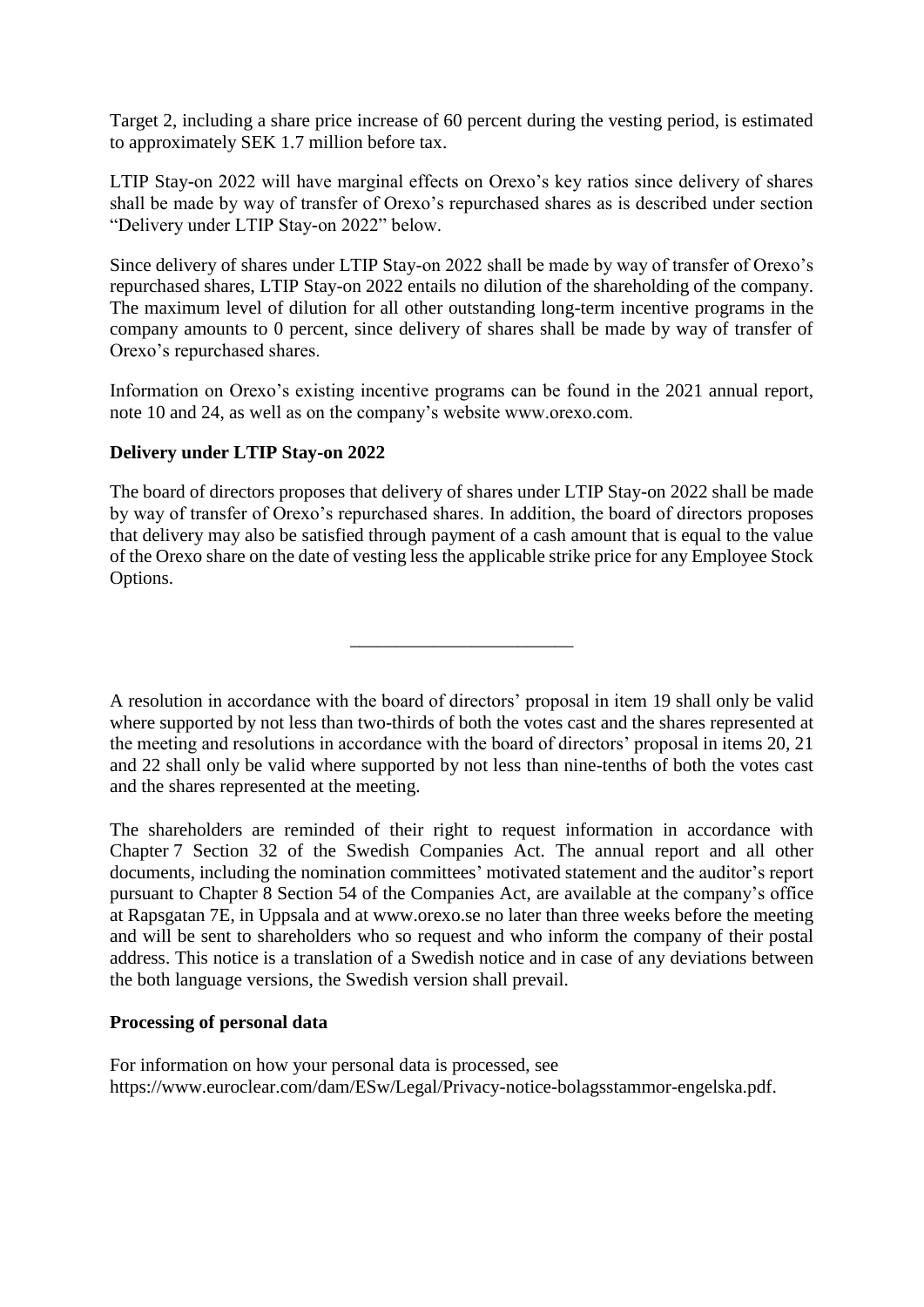Target 2, including a share price increase of 60 percent during the vesting period, is estimated to approximately SEK 1.7 million before tax.

LTIP Stay-on 2022 will have marginal effects on Orexo's key ratios since delivery of shares shall be made by way of transfer of Orexo's repurchased shares as is described under section "Delivery under LTIP Stay-on 2022" below.

Since delivery of shares under LTIP Stay-on 2022 shall be made by way of transfer of Orexo's repurchased shares, LTIP Stay-on 2022 entails no dilution of the shareholding of the company. The maximum level of dilution for all other outstanding long-term incentive programs in the company amounts to 0 percent, since delivery of shares shall be made by way of transfer of Orexo's repurchased shares.

Information on Orexo's existing incentive programs can be found in the 2021 annual report, note 10 and 24, as well as on the company's website www.orexo.com.

**Delivery under LTIP Stay-on 2022**

The board of directors proposes that delivery of shares under LTIP Stay-on 2022 shall be made by way of transfer of Orexo's repurchased shares. In addition, the board of directors proposes that delivery may also be satisfied through payment of a cash amount that is equal to the value of the Orexo share on the date of vesting less the applicable strike price for any Employee Stock Options.

---

A resolution in accordance with the board of directors' proposal in item 19 shall only be valid where supported by not less than two-thirds of both the votes cast and the shares represented at the meeting and resolutions in accordance with the board of directors' proposal in items 20, 21 and 22 shall only be valid where supported by not less than nine-tenths of both the votes cast and the shares represented at the meeting.

The shareholders are reminded of their right to request information in accordance with Chapter 7 Section 32 of the Swedish Companies Act. The annual report and all other documents, including the nomination committees' motivated statement and the auditor's report pursuant to Chapter 8 Section 54 of the Companies Act, are available at the company's office at Rapsgatan 7E, in Uppsala and at www.orexo.se no later than three weeks before the meeting and will be sent to shareholders who so request and who inform the company of their postal address. This notice is a translation of a Swedish notice and in case of any deviations between the both language versions, the Swedish version shall prevail.

**Processing of personal data**

For information on how your personal data is processed, see https://www.euroclear.com/dam/ESw/Legal/Privacy-notice-bolagsstammor-engelska.pdf.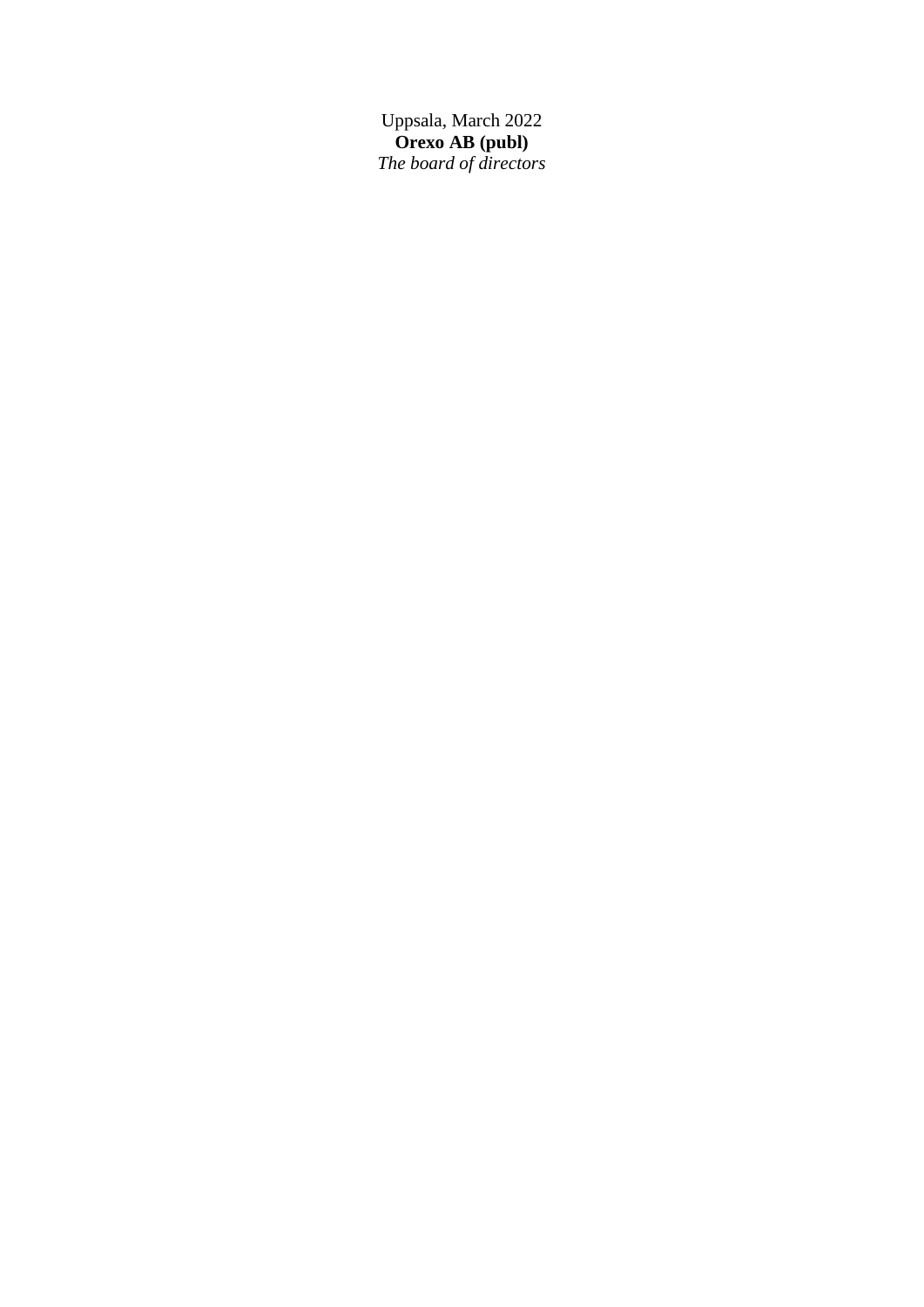Uppsala, March 2022

**Orexo AB (publ)**

*The board of directors*